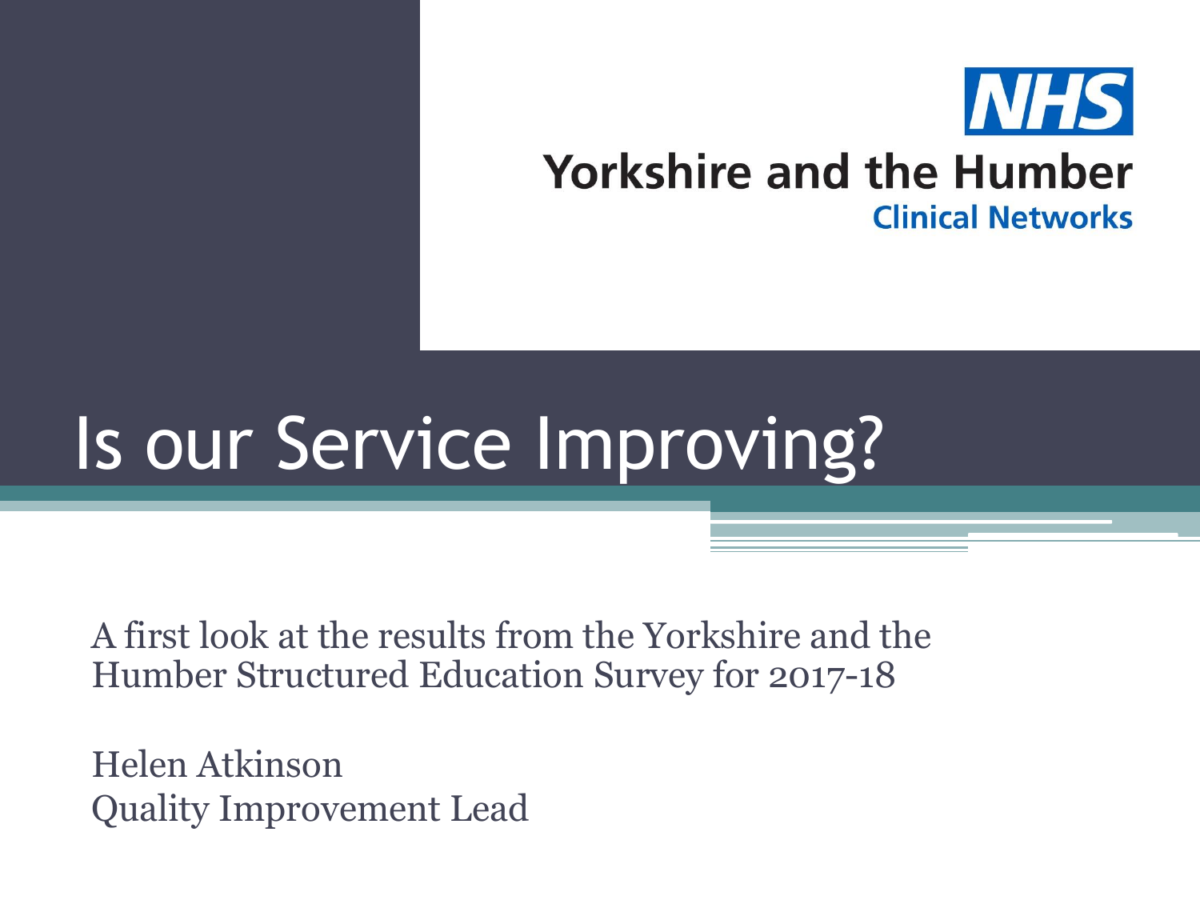NHS

Yorkshire and the Humber

Clinical Networks

# Is our Service Improving?

A first look at the results from the Yorkshire and the Humber Structured Education Survey for 2017-18

Helen Atkinson

Quality Improvement Lead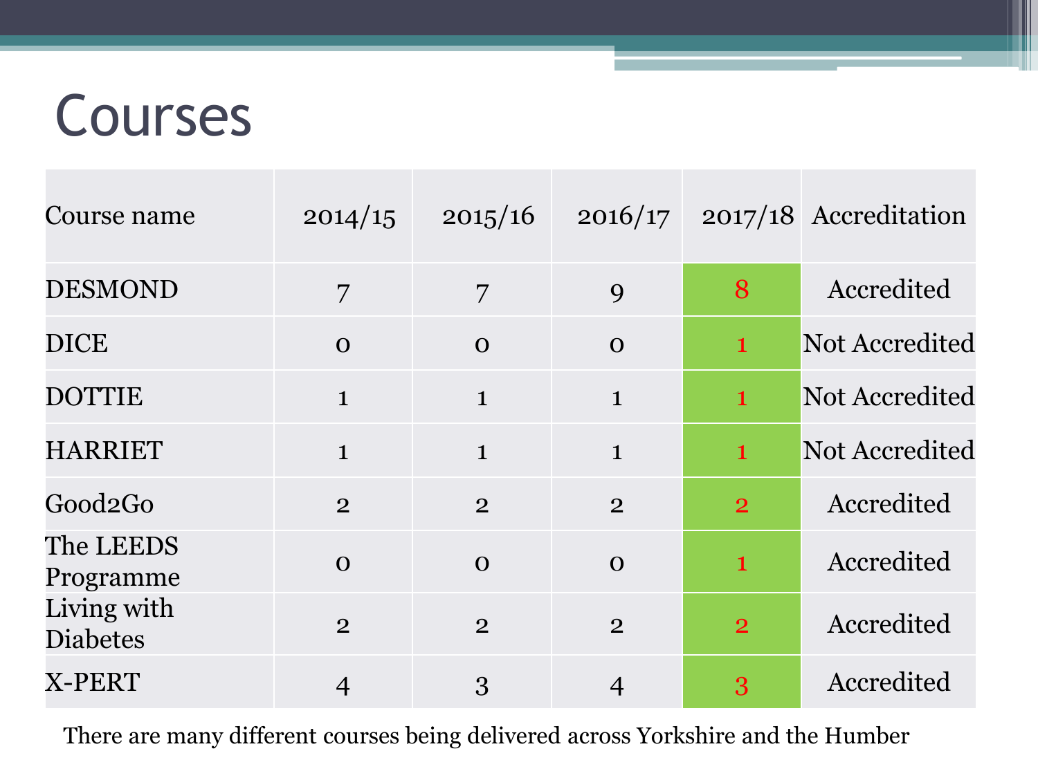# Courses

| Course name | 2014/15 | 2015/16 | 2016/17 | 2017/18 | Accreditation |
|---|---|---|---|---|---|
| DESMOND | 7 | 7 | 9 | 8 | Accredited |
| DICE | 0 | 0 | 0 | 1 | Not Accredited |
| DOTTIE | 1 | 1 | 1 | 1 | Not Accredited |
| HARRIET | 1 | 1 | 1 | 1 | Not Accredited |
| Good2Go | 2 | 2 | 2 | 2 | Accredited |
| The LEEDS Programme | 0 | 0 | 0 | 1 | Accredited |
| Living with Diabetes | 2 | 2 | 2 | 2 | Accredited |
| X-PERT | 4 | 3 | 4 | 3 | Accredited |

There are many different courses being delivered across Yorkshire and the Humber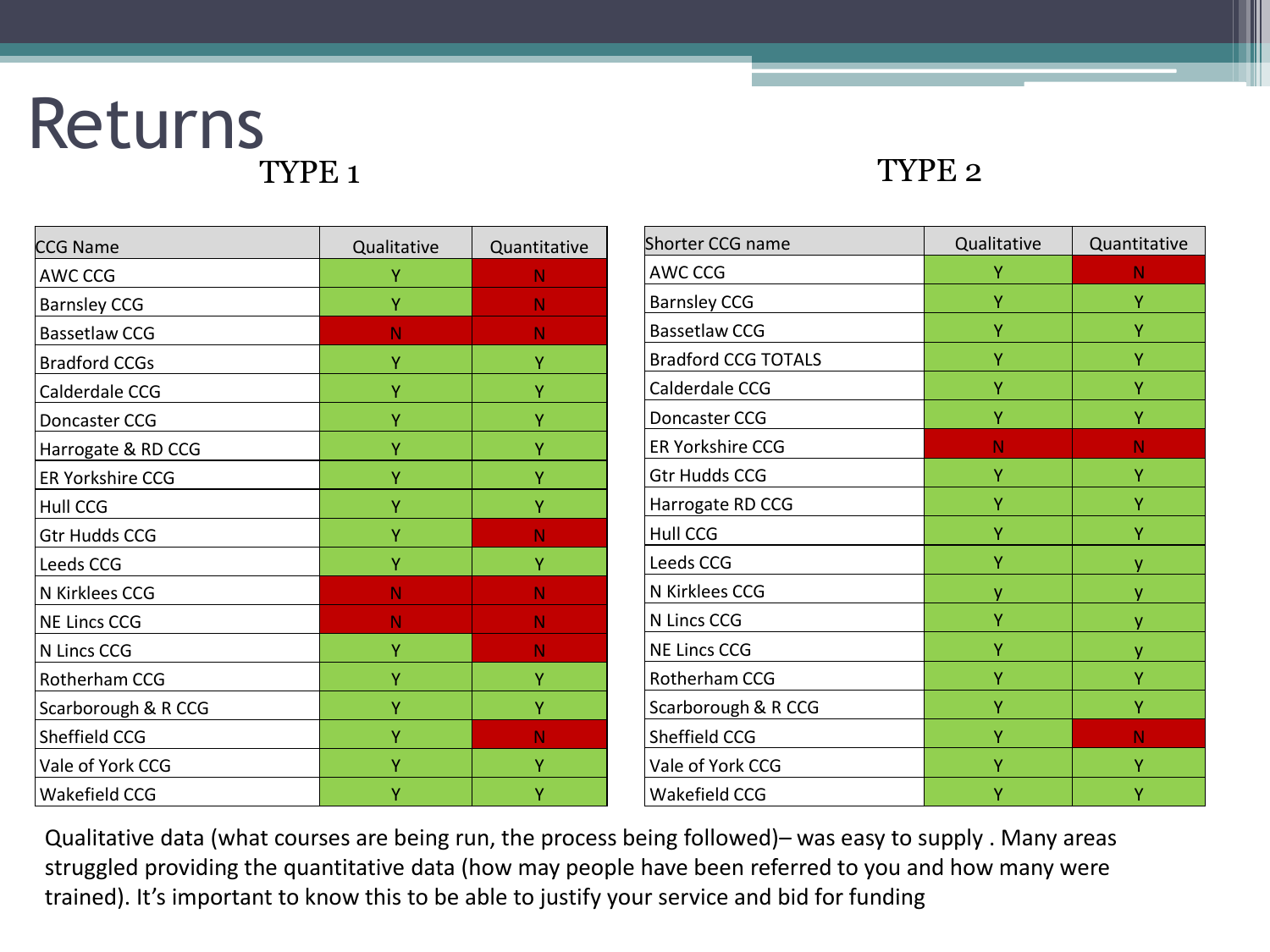# Returns

## TYPE 1

| CCG Name | Qualitative | Quantitative |
|---|---|---|
| AWC CCG | Y | N |
| Barnsley CCG | Y | N |
| Bassetlaw CCG | N | N |
| Bradford CCGs | Y | Y |
| Calderdale CCG | Y | Y |
| Doncaster CCG | Y | Y |
| Harrogate & RD CCG | Y | Y |
| ER Yorkshire CCG | Y | Y |
| Hull CCG | Y | Y |
| Gtr Hudds CCG | Y | N |
| Leeds CCG | Y | Y |
| N Kirklees CCG | N | N |
| NE Lincs CCG | N | N |
| N Lincs CCG | Y | N |
| Rotherham CCG | Y | Y |
| Scarborough & R CCG | Y | Y |
| Sheffield CCG | Y | N |
| Vale of York CCG | Y | Y |
| Wakefield CCG | Y | Y |

## TYPE 2

| Shorter CCG name | Qualitative | Quantitative |
|---|---|---|
| AWC CCG | Y | N |
| Barnsley CCG | Y | Y |
| Bassetlaw CCG | Y | Y |
| Bradford CCG TOTALS | Y | Y |
| Calderdale CCG | Y | Y |
| Doncaster CCG | Y | Y |
| ER Yorkshire CCG | N | N |
| Gtr Hudds CCG | Y | Y |
| Harrogate RD CCG | Y | Y |
| Hull CCG | Y | Y |
| Leeds CCG | Y | y |
| N Kirklees CCG | y | y |
| N Lincs CCG | Y | y |
| NE Lincs CCG | Y | y |
| Rotherham CCG | Y | Y |
| Scarborough & R CCG | Y | Y |
| Sheffield CCG | Y | N |
| Vale of York CCG | Y | Y |
| Wakefield CCG | Y | Y |

Qualitative data (what courses are being run, the process being followed)– was easy to supply . Many areas struggled providing the quantitative data (how may people have been referred to you and how many were trained). It's important to know this to be able to justify your service and bid for funding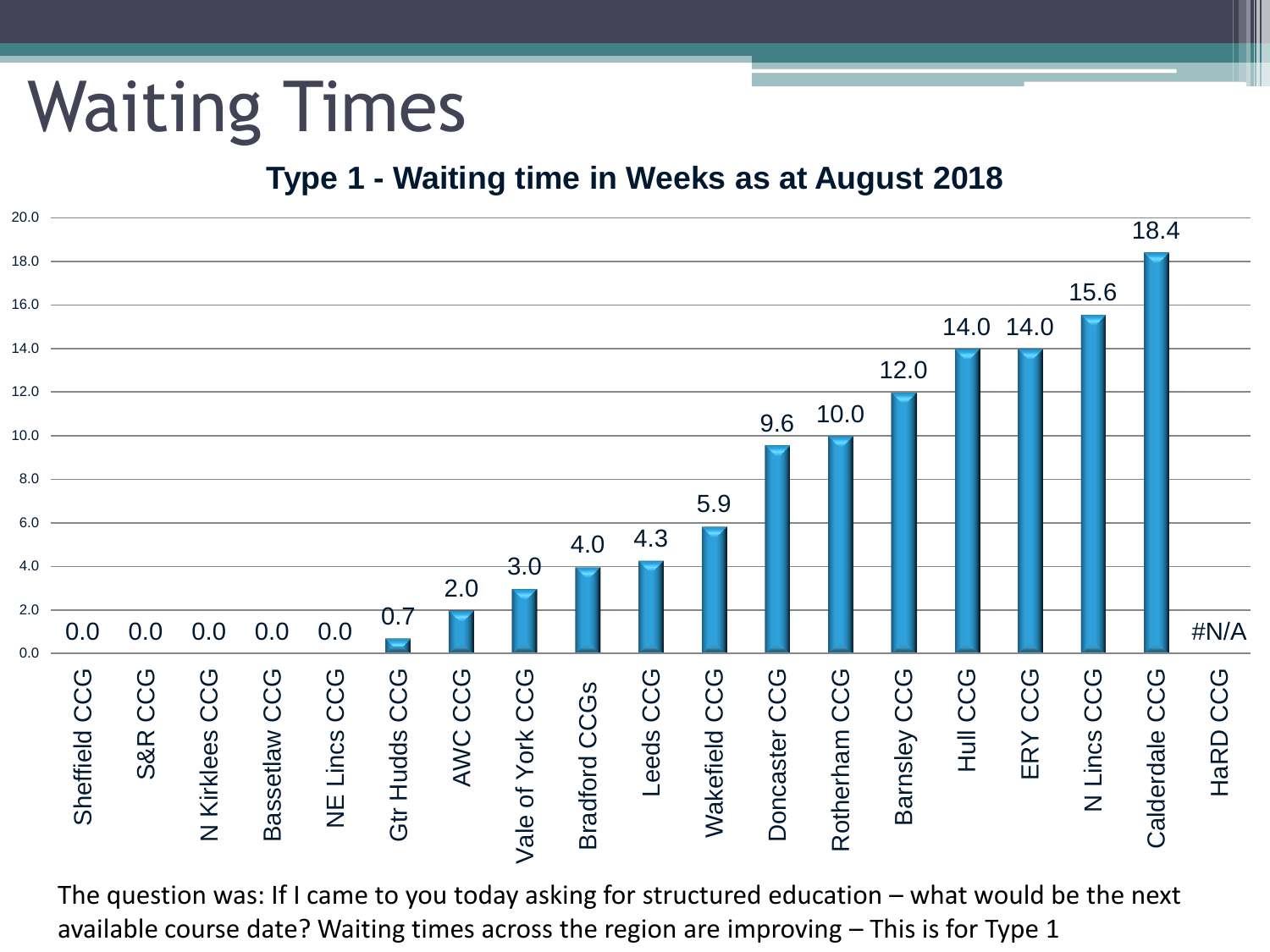# Waiting Times

**Type 1 - Waiting time in Weeks as at August 2018**

| CCG | Waiting time (weeks) |
|---|---|
| Sheffield CCG | 0.0 |
| S&R CCG | 0.0 |
| N Kirklees CCG | 0.0 |
| Bassetlaw CCG | 0.0 |
| NE Lincs CCG | 0.0 |
| Gtr Hudds CCG | 0.7 |
| AWC CCG | 2.0 |
| Vale of York CCG | 3.0 |
| Bradford CCGs | 4.0 |
| Leeds CCG | 4.3 |
| Wakefield CCG | 5.9 |
| Doncaster CCG | 9.6 |
| Rotherham CCG | 10.0 |
| Barnsley CCG | 12.0 |
| Hull CCG | 14.0 |
| ERY CCG | 14.0 |
| N Lincs CCG | 15.6 |
| Calderdale CCG | 18.4 |
| HaRD CCG | #N/A |

The question was: If I came to you today asking for structured education – what would be the next available course date? Waiting times across the region are improving – This is for Type 1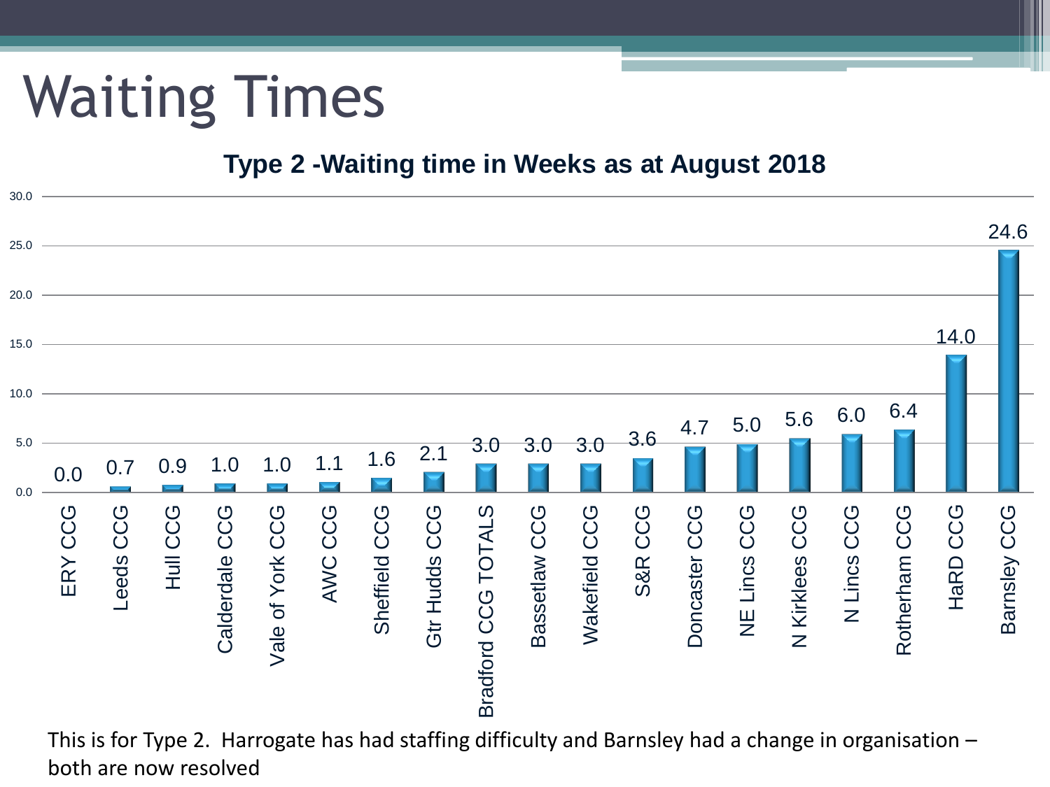# Waiting Times

**Type 2 -Waiting time in Weeks as at August 2018**

| CCG | Waiting time (weeks) |
|---|---|
| ERY CCG | 0.0 |
| Leeds CCG | 0.7 |
| Hull CCG | 0.9 |
| Calderdale CCG | 1.0 |
| Vale of York CCG | 1.0 |
| AWC CCG | 1.1 |
| Sheffield CCG | 1.6 |
| Gtr Hudds CCG | 2.1 |
| Bradford CCG TOTALS | 3.0 |
| Bassetlaw CCG | 3.0 |
| Wakefield CCG | 3.0 |
| S&R CCG | 3.6 |
| Doncaster CCG | 4.7 |
| NE Lincs CCG | 5.0 |
| N Kirklees CCG | 5.6 |
| N Lincs CCG | 6.0 |
| Rotherham CCG | 6.4 |
| HaRD CCG | 14.0 |
| Barnsley CCG | 24.6 |

This is for Type 2. Harrogate has had staffing difficulty and Barnsley had a change in organisation – both are now resolved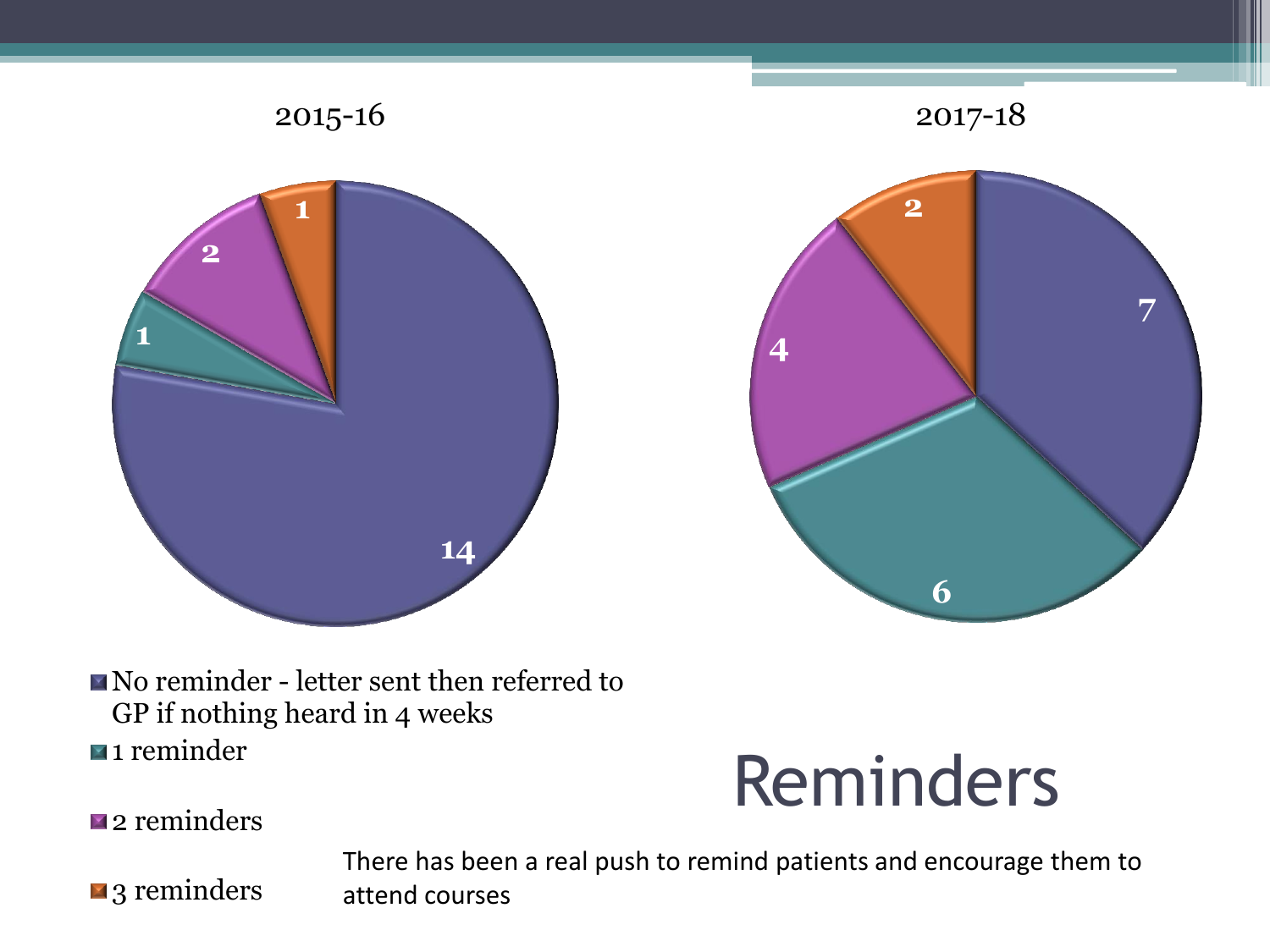# Reminders

There has been a real push to remind patients and encourage them to attend courses

| | 2015-16 | 2017-18 |
|---|---|---|
| No reminder - letter sent then referred to GP if nothing heard in 4 weeks | 14 | 7 |
| 1 reminder | 1 | 6 |
| 2 reminders | 2 | 4 |
| 3 reminders | 1 | 2 |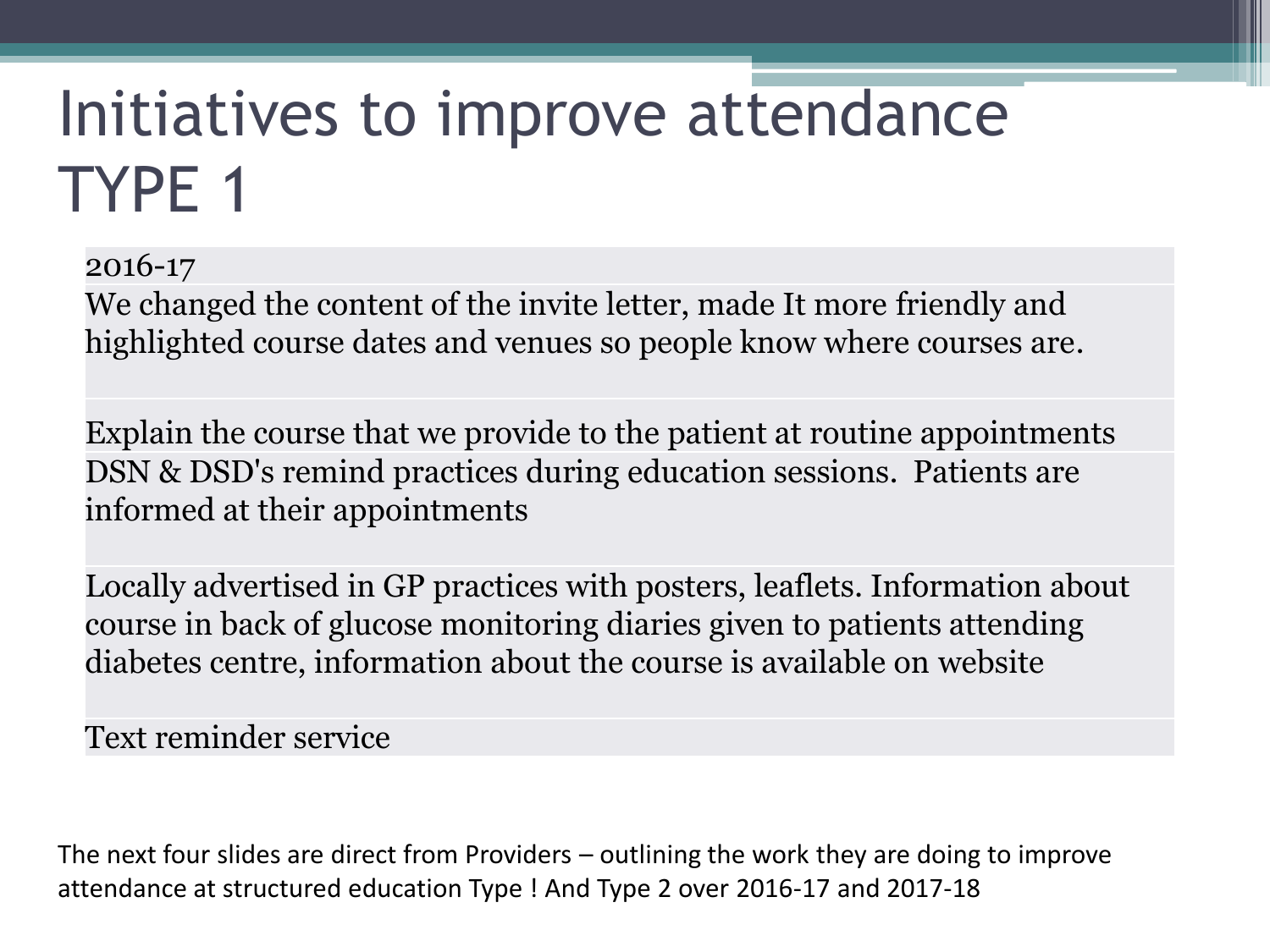# Initiatives to improve attendance TYPE 1

| 2016-17 |
|---|
| We changed the content of the invite letter, made It more friendly and highlighted course dates and venues so people know where courses are. |
| Explain the course that we provide to the patient at routine appointments |
| DSN & DSD's remind practices during education sessions. Patients are informed at their appointments |
| Locally advertised in GP practices with posters, leaflets. Information about course in back of glucose monitoring diaries given to patients attending diabetes centre, information about the course is available on website |
| Text reminder service |

The next four slides are direct from Providers – outlining the work they are doing to improve attendance at structured education Type ! And Type 2 over 2016-17 and 2017-18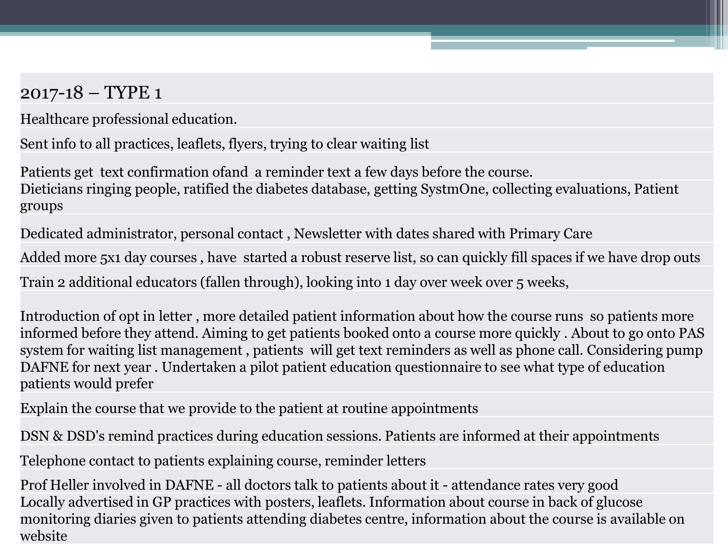| 2017-18 – TYPE 1 |
|---|
| Healthcare professional education. |
| Sent info to all practices, leaflets, flyers, trying to clear waiting list |
| Patients get text confirmation ofand a reminder text a few days before the course. |
| Dieticians ringing people, ratified the diabetes database, getting SystmOne, collecting evaluations, Patient groups |
| Dedicated administrator, personal contact , Newsletter with dates shared with Primary Care |
| Added more 5x1 day courses , have started a robust reserve list, so can quickly fill spaces if we have drop outs |
| Train 2 additional educators (fallen through), looking into 1 day over week over 5 weeks, |
| Introduction of opt in letter , more detailed patient information about how the course runs so patients more informed before they attend. Aiming to get patients booked onto a course more quickly . About to go onto PAS system for waiting list management , patients will get text reminders as well as phone call. Considering pump DAFNE for next year . Undertaken a pilot patient education questionnaire to see what type of education patients would prefer |
| Explain the course that we provide to the patient at routine appointments |
| DSN & DSD's remind practices during education sessions. Patients are informed at their appointments |
| Telephone contact to patients explaining course, reminder letters |
| Prof Heller involved in DAFNE - all doctors talk to patients about it - attendance rates very good |
| Locally advertised in GP practices with posters, leaflets. Information about course in back of glucose monitoring diaries given to patients attending diabetes centre, information about the course is available on website |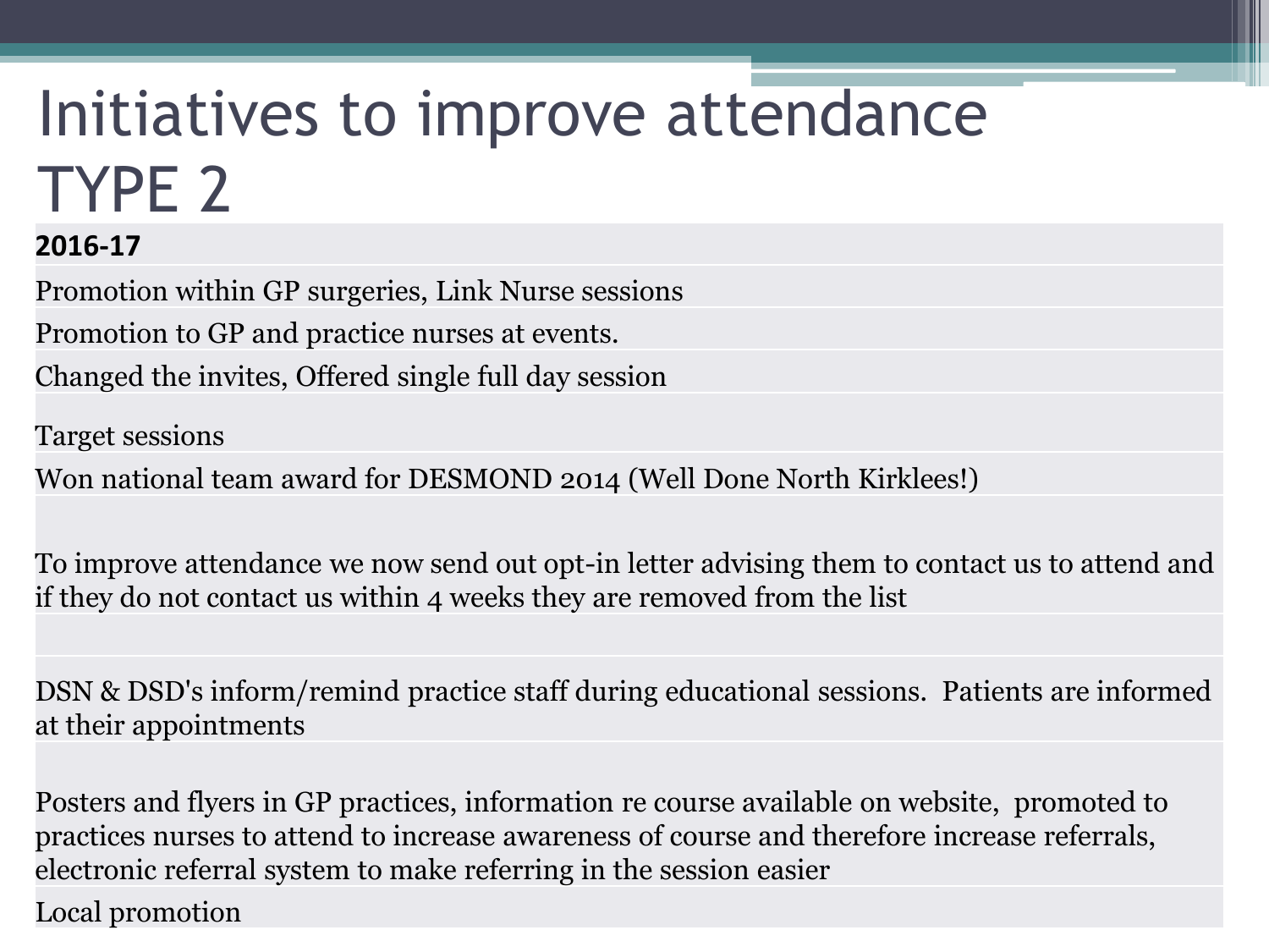# Initiatives to improve attendance TYPE 2

| **2016-17** |
|---|
| Promotion within GP surgeries, Link Nurse sessions |
| Promotion to GP and practice nurses at events. |
| Changed the invites, Offered single full day session |
| Target sessions |
| Won national team award for DESMOND 2014 (Well Done North Kirklees!) |
| To improve attendance we now send out opt-in letter advising them to contact us to attend and if they do not contact us within 4 weeks they are removed from the list |
| DSN & DSD's inform/remind practice staff during educational sessions. Patients are informed at their appointments |
| Posters and flyers in GP practices, information re course available on website, promoted to practices nurses to attend to increase awareness of course and therefore increase referrals, electronic referral system to make referring in the session easier |
| Local promotion |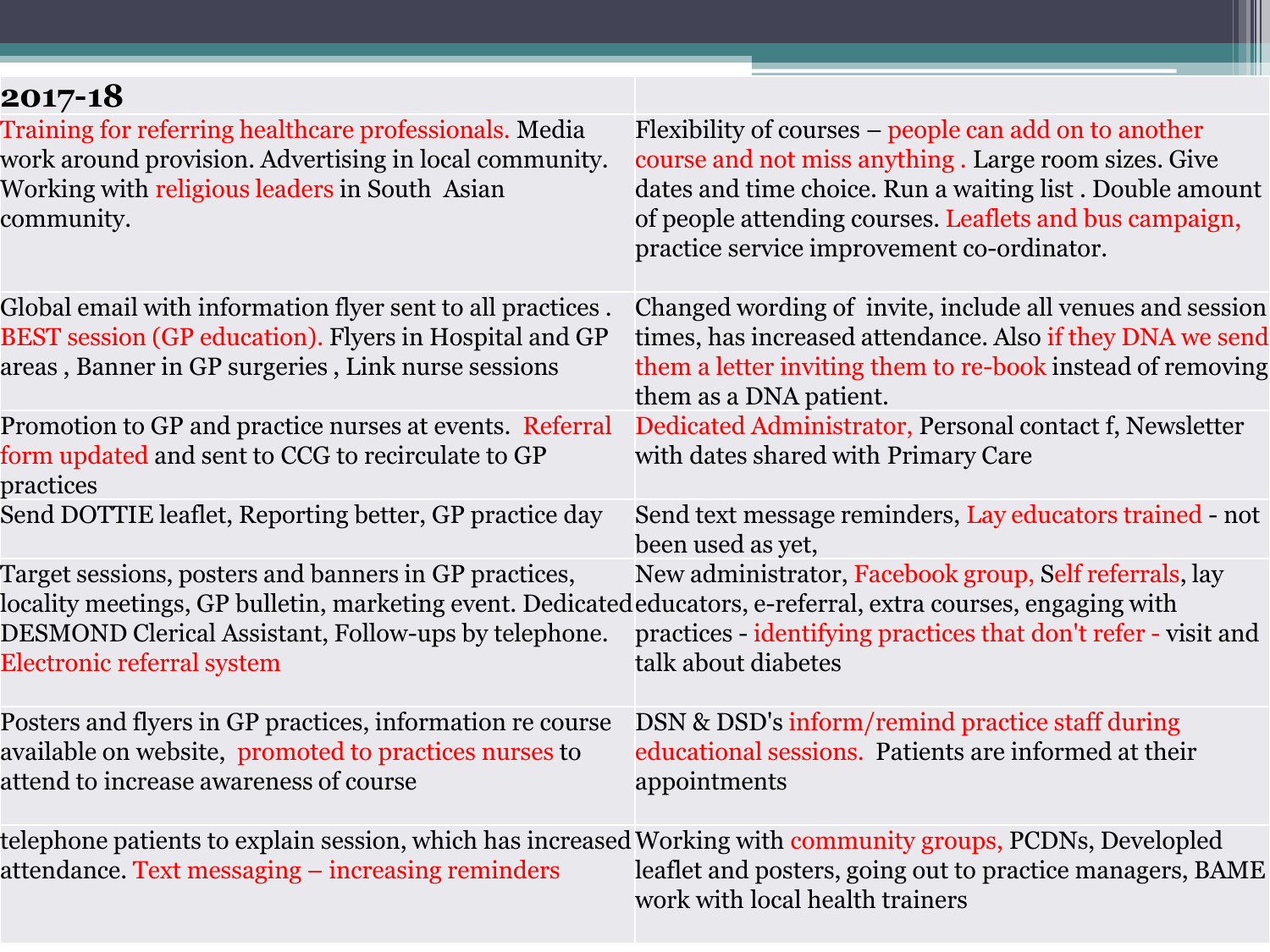| 2017-18 | |
|---|---|
| Training for referring healthcare professionals. Media work around provision. Advertising in local community. Working with religious leaders in South Asian community. | Flexibility of courses – people can add on to another course and not miss anything . Large room sizes. Give dates and time choice. Run a waiting list . Double amount of people attending courses. Leaflets and bus campaign, practice service improvement co-ordinator. |
| Global email with information flyer sent to all practices . BEST session (GP education). Flyers in Hospital and GP areas , Banner in GP surgeries , Link nurse sessions | Changed wording of invite, include all venues and session times, has increased attendance. Also if they DNA we send them a letter inviting them to re-book instead of removing them as a DNA patient. |
| Promotion to GP and practice nurses at events. Referral form updated and sent to CCG to recirculate to GP practices | Dedicated Administrator, Personal contact f, Newsletter with dates shared with Primary Care |
| Send DOTTIE leaflet, Reporting better, GP practice day | Send text message reminders, Lay educators trained - not been used as yet, |
| Target sessions, posters and banners in GP practices, locality meetings, GP bulletin, marketing event. Dedicated DESMOND Clerical Assistant, Follow-ups by telephone. Electronic referral system | New administrator, Facebook group, Self referrals, lay educators, e-referral, extra courses, engaging with practices - identifying practices that don't refer - visit and talk about diabetes |
| Posters and flyers in GP practices, information re course available on website, promoted to practices nurses to attend to increase awareness of course | DSN & DSD's inform/remind practice staff during educational sessions. Patients are informed at their appointments |
| telephone patients to explain session, which has increased attendance. Text messaging – increasing reminders | Working with community groups, PCDNs, Developled leaflet and posters, going out to practice managers, BAME work with local health trainers |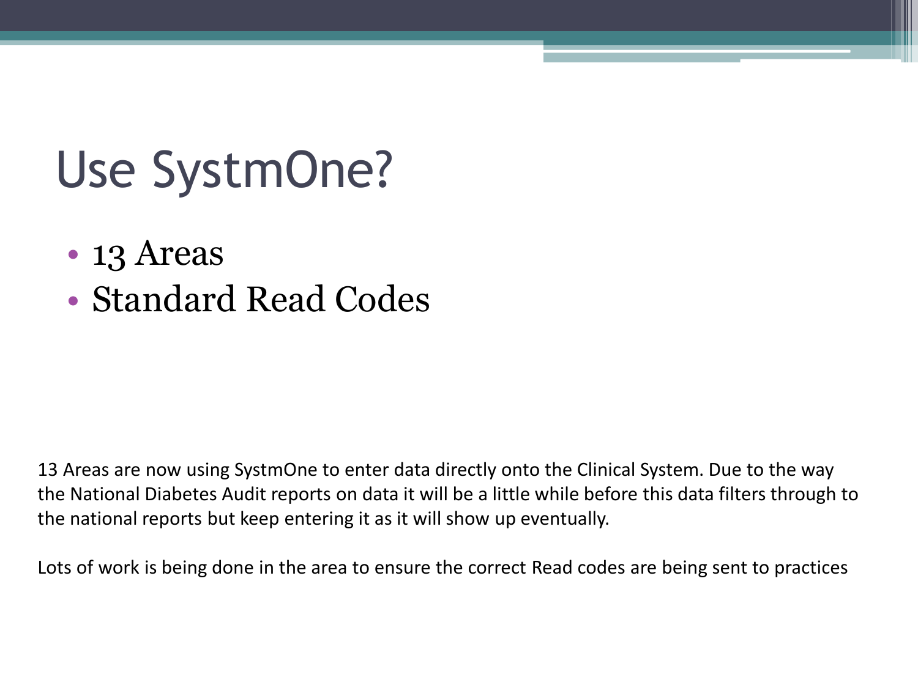# Use SystmOne?

- 13 Areas
- Standard Read Codes

13 Areas are now using SystmOne to enter data directly onto the Clinical System. Due to the way the National Diabetes Audit reports on data it will be a little while before this data filters through to the national reports but keep entering it as it will show up eventually.

Lots of work is being done in the area to ensure the correct Read codes are being sent to practices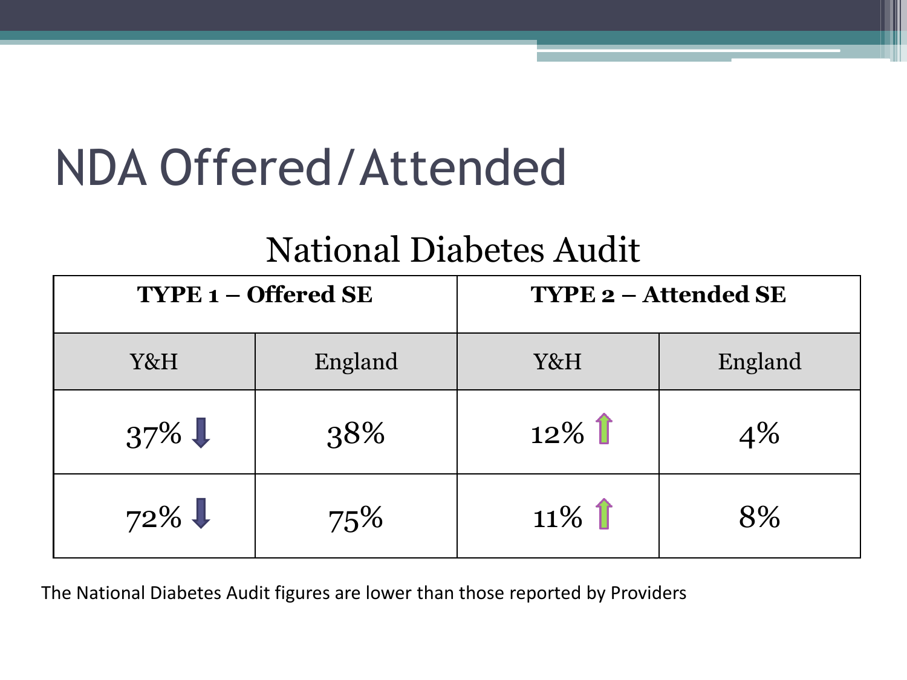# NDA Offered/Attended

## National Diabetes Audit

| TYPE 1 – Offered SE | | TYPE 2 – Attended SE | |
|---|---|---|---|
| Y&H | England | Y&H | England |
| 37% ↓ | 38% | 12% ↑ | 4% |
| 72% ↓ | 75% | 11% ↑ | 8% |

The National Diabetes Audit figures are lower than those reported by Providers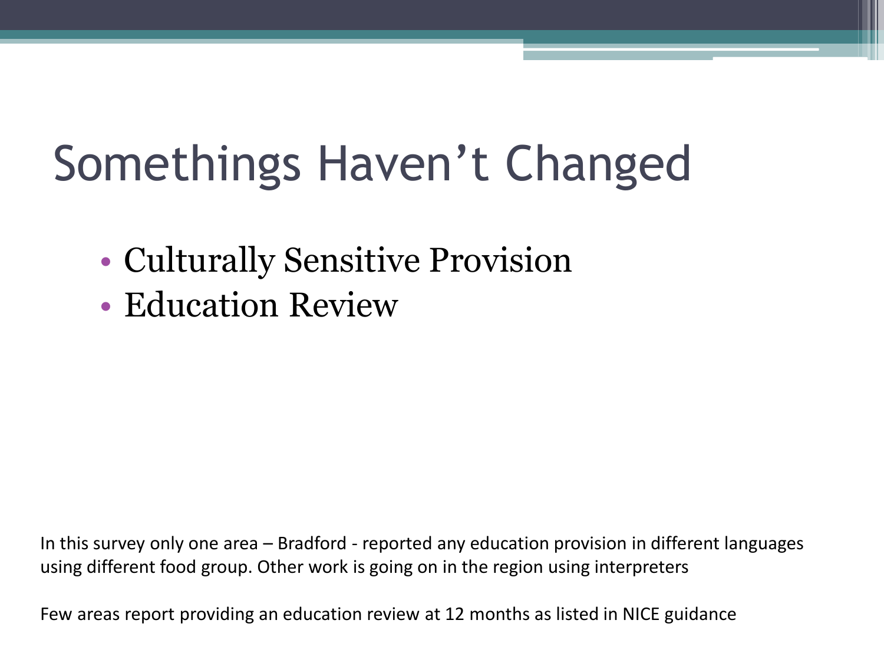# Somethings Haven’t Changed

- Culturally Sensitive Provision
- Education Review

In this survey only one area – Bradford - reported any education provision in different languages using different food group. Other work is going on in the region using interpreters

Few areas report providing an education review at 12 months as listed in NICE guidance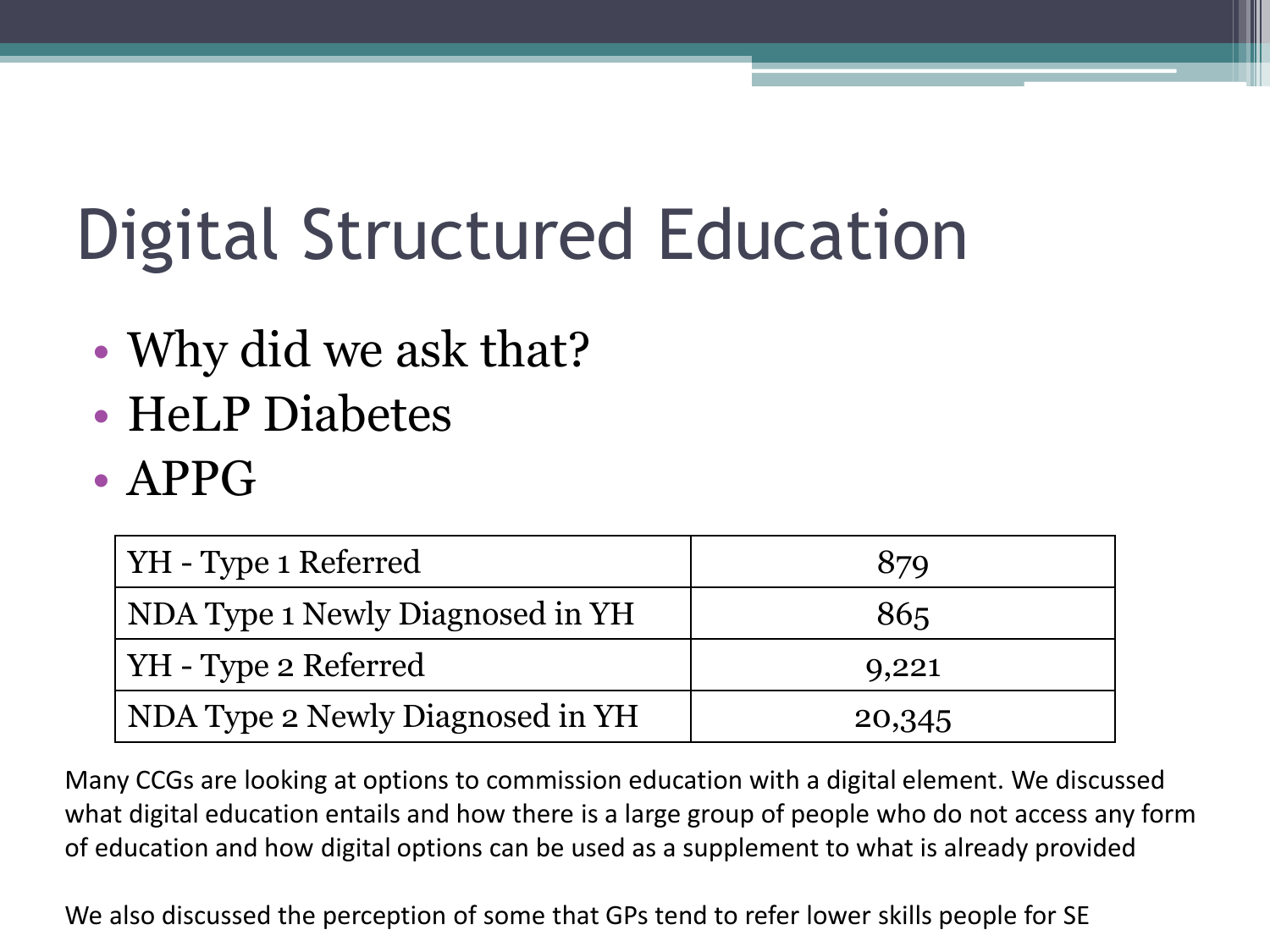# Digital Structured Education

- Why did we ask that?
- HeLP Diabetes
- APPG

| YH - Type 1 Referred | 879 |
| --- | --- |
| NDA Type 1 Newly Diagnosed in YH | 865 |
| YH - Type 2 Referred | 9,221 |
| NDA Type 2 Newly Diagnosed in YH | 20,345 |

Many CCGs are looking at options to commission education with a digital element. We discussed what digital education entails and how there is a large group of people who do not access any form of education and how digital options can be used as a supplement to what is already provided

We also discussed the perception of some that GPs tend to refer lower skills people for SE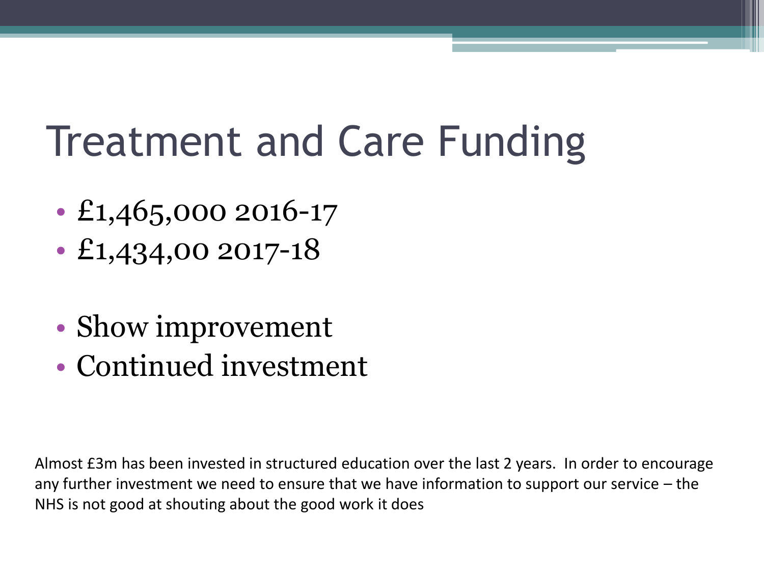# Treatment and Care Funding

- £1,465,000 2016-17
- £1,434,00 2017-18

- Show improvement
- Continued investment

Almost £3m has been invested in structured education over the last 2 years. In order to encourage any further investment we need to ensure that we have information to support our service – the NHS is not good at shouting about the good work it does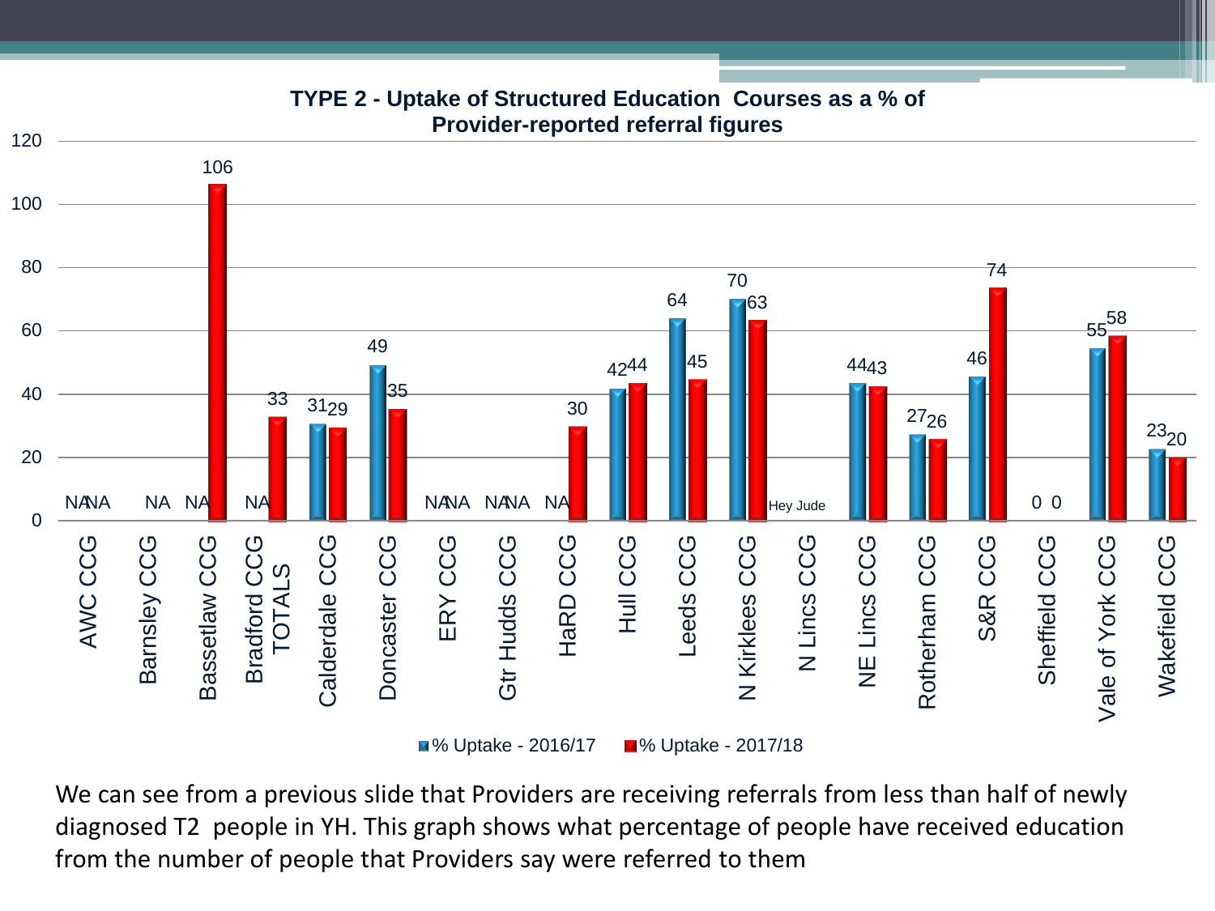**TYPE 2 - Uptake of Structured Education Courses as a % of Provider-reported referral figures**

| CCG | % Uptake - 2016/17 | % Uptake - 2017/18 |
|---|---|---|
| AWC CCG | NA | NA |
| Barnsley CCG | NA | NA |
| Bassetlaw CCG | | 106 |
| Bradford CCG TOTALS | NA | 33 |
| Calderdale CCG | 31 | 29 |
| Doncaster CCG | 49 | 35 |
| ERY CCG | NA | NA |
| Gtr Hudds CCG | NA | NA |
| HaRD CCG | NA | 30 |
| Hull CCG | 42 | 44 |
| Leeds CCG | 64 | 45 |
| N Kirklees CCG | 70 | 63 |
| N Lincs CCG | Hey Jude | |
| NE Lincs CCG | 44 | 43 |
| Rotherham CCG | 27 | 26 |
| S&R CCG | 46 | 74 |
| Sheffield CCG | 0 | 0 |
| Vale of York CCG | 55 | 58 |
| Wakefield CCG | 23 | 20 |

We can see from a previous slide that Providers are receiving referrals from less than half of newly diagnosed T2 people in YH. This graph shows what percentage of people have received education from the number of people that Providers say were referred to them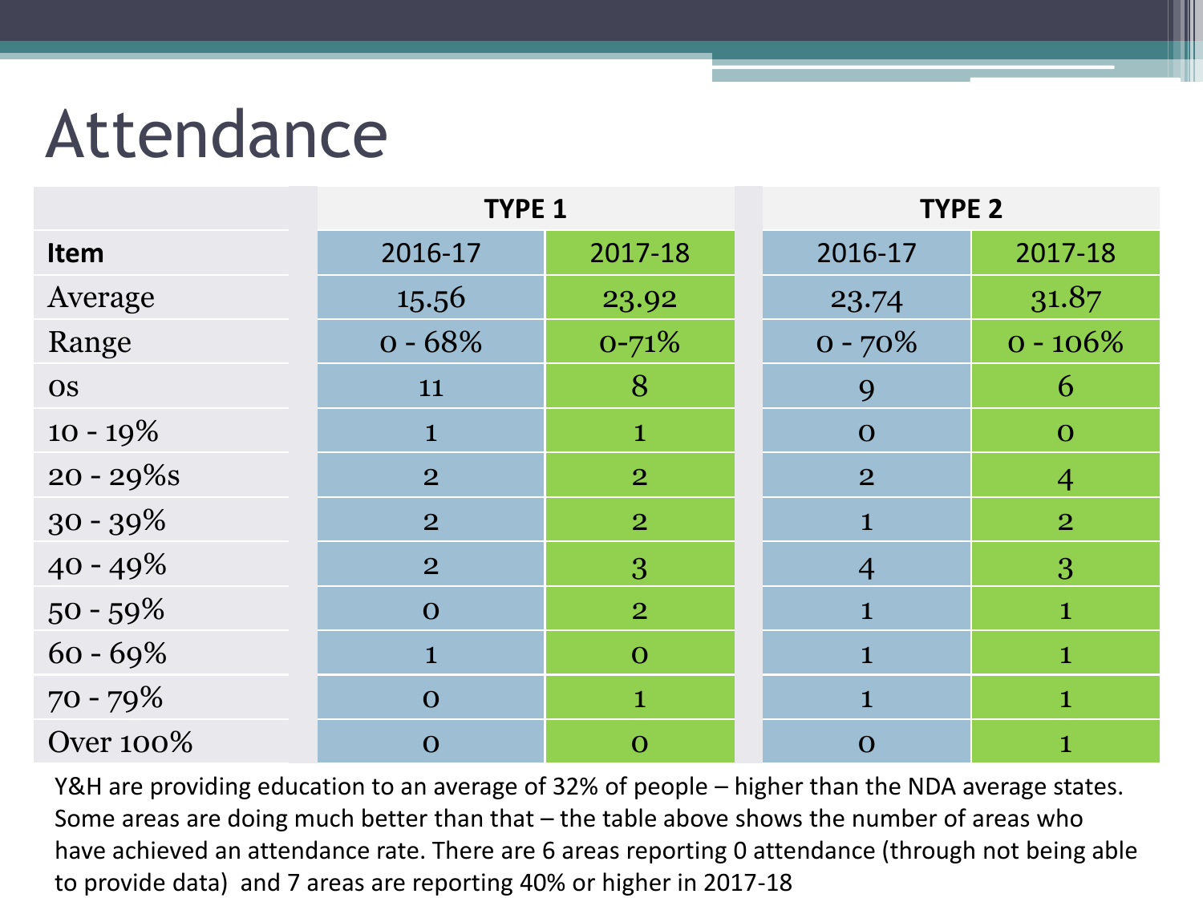# Attendance

| | TYPE 1 | | TYPE 2 | |
|---|---|---|---|---|
| **Item** | 2016-17 | 2017-18 | 2016-17 | 2017-18 |
| Average | 15.56 | 23.92 | 23.74 | 31.87 |
| Range | 0 - 68% | 0-71% | 0 - 70% | 0 - 106% |
| 0s | 11 | 8 | 9 | 6 |
| 10 - 19% | 1 | 1 | 0 | 0 |
| 20 - 29%s | 2 | 2 | 2 | 4 |
| 30 - 39% | 2 | 2 | 1 | 2 |
| 40 - 49% | 2 | 3 | 4 | 3 |
| 50 - 59% | 0 | 2 | 1 | 1 |
| 60 - 69% | 1 | 0 | 1 | 1 |
| 70 - 79% | 0 | 1 | 1 | 1 |
| Over 100% | 0 | 0 | 0 | 1 |

Y&H are providing education to an average of 32% of people – higher than the NDA average states. Some areas are doing much better than that – the table above shows the number of areas who have achieved an attendance rate. There are 6 areas reporting 0 attendance (through not being able to provide data) and 7 areas are reporting 40% or higher in 2017-18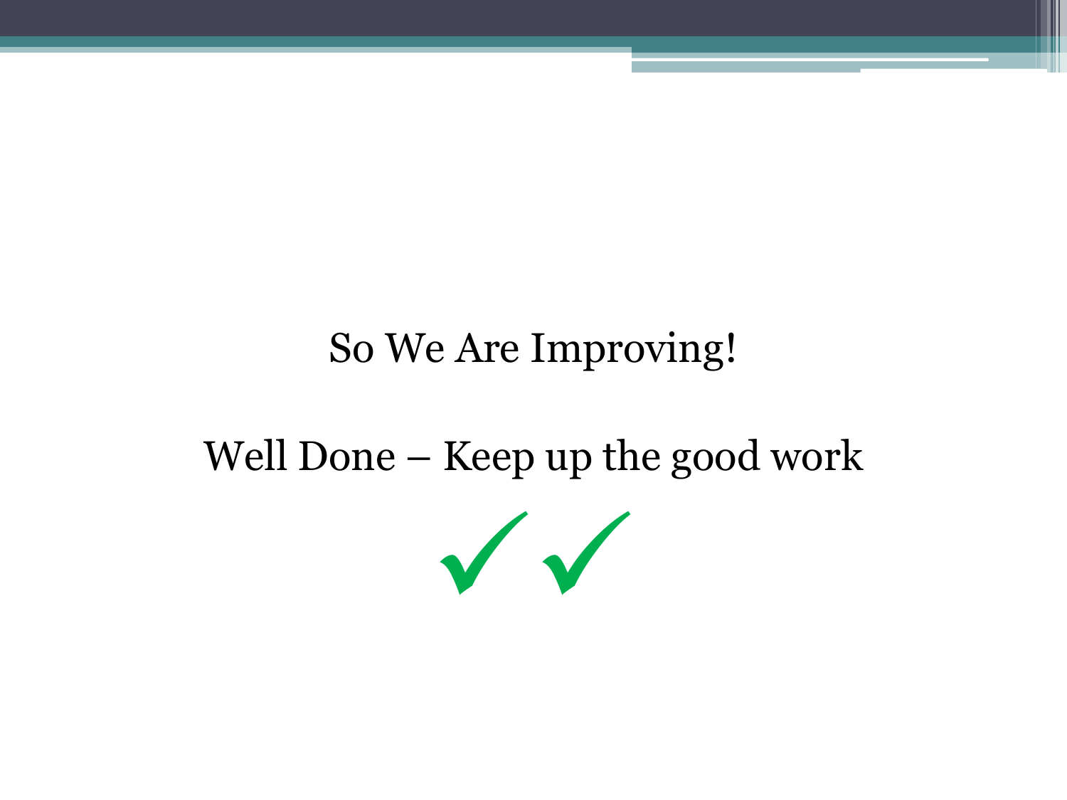So We Are Improving!

Well Done – Keep up the good work

✓✓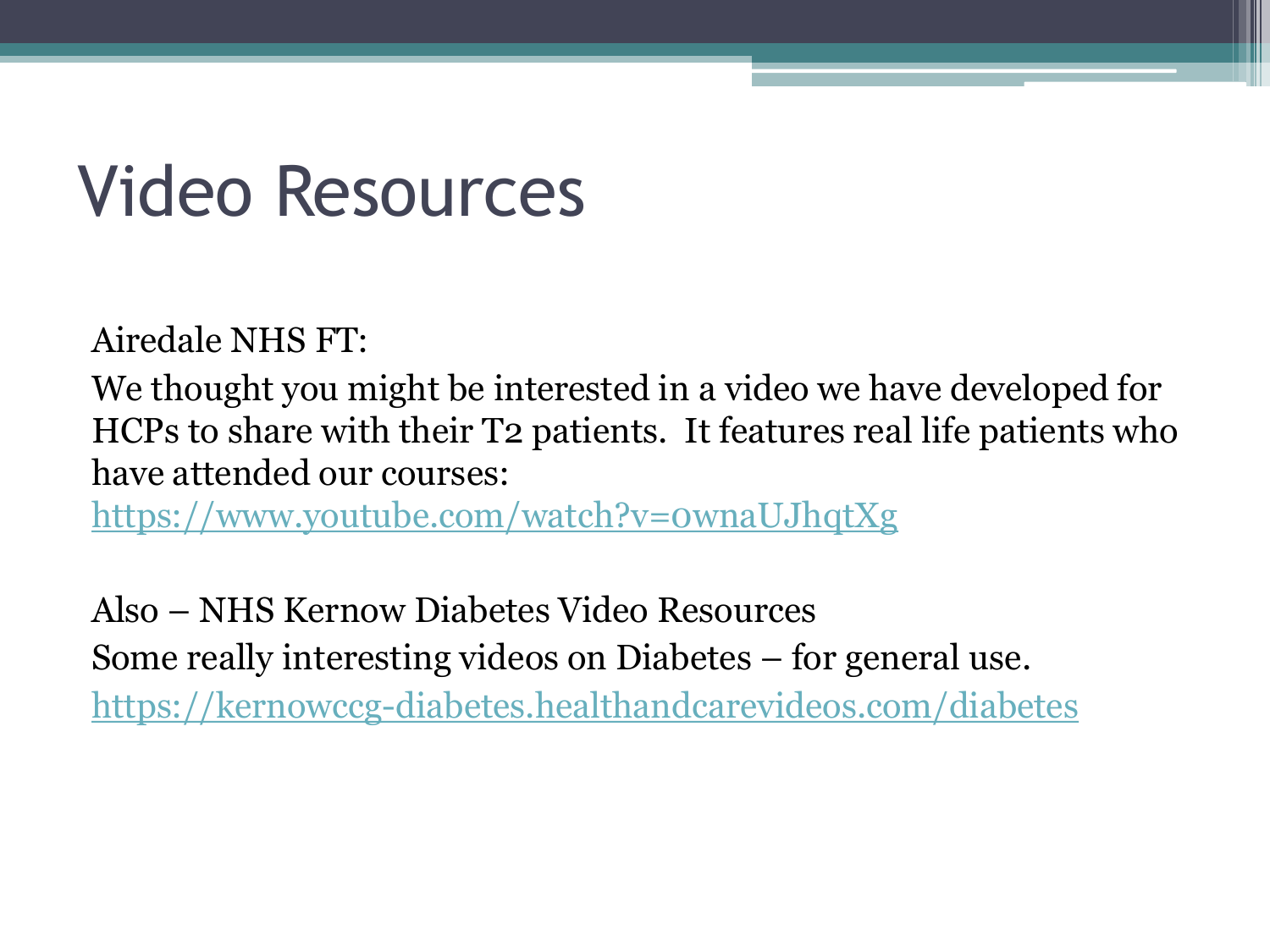# Video Resources

Airedale NHS FT:

We thought you might be interested in a video we have developed for HCPs to share with their T2 patients. It features real life patients who have attended our courses:
https://www.youtube.com/watch?v=0wnaUJhqtXg

Also – NHS Kernow Diabetes Video Resources

Some really interesting videos on Diabetes – for general use.

https://kernowccg-diabetes.healthandcarevideos.com/diabetes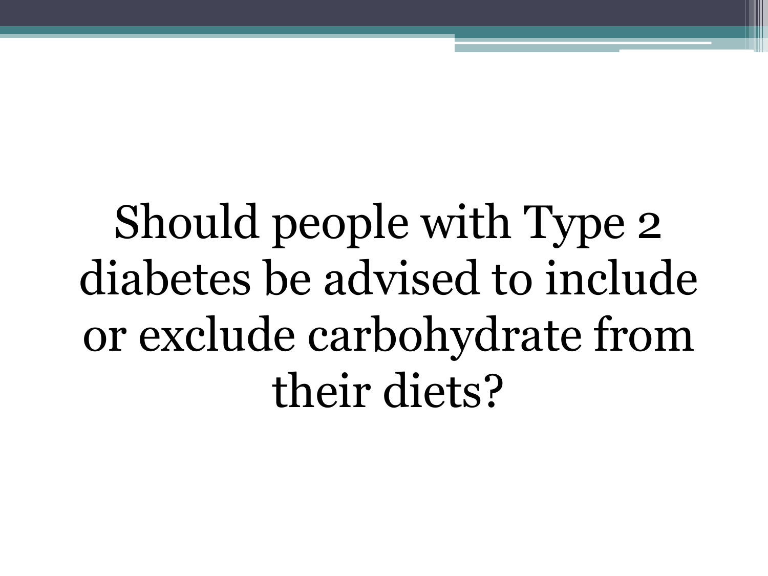Should people with Type 2 diabetes be advised to include or exclude carbohydrate from their diets?